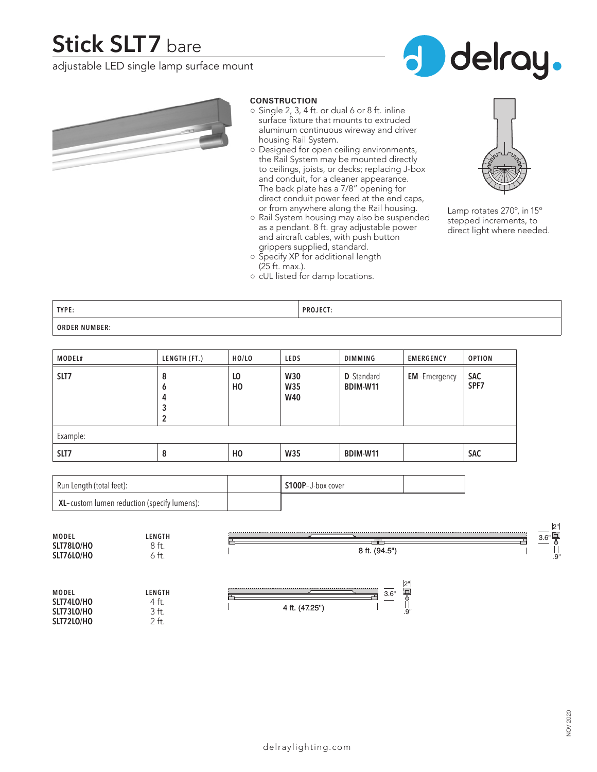# Stick SLT7 bare

adjustable LED single lamp surface mount

delray.

### CONSTRUCTION

- Single 2, 3, 4 ft. or dual 6 or 8 ft. inline surface fixture that mounts to extruded aluminum continuous wireway and driver housing Rail System.
- Designed for open ceiling environments, the Rail System may be mounted directly to ceilings, joists, or decks; replacing J-box and conduit, for a cleaner appearance. The back plate has a 7/8" opening for direct conduit power feed at the end caps, or from anywhere along the Rail housing.
- Rail System housing may also be suspended as a pendant. 8 ft. gray adjustable power and aircraft cables, with push button grippers supplied, standard.
- Specify XP for additional length (25 ft. max.).
- cUL listed for damp locations.

Lamp rotates 270°, in 15° stepped increments, to direct light where needed.

| TYPE: | PROJECT: |
|---|---|
| ORDER NUMBER: | |

| MODEL# | LENGTH (FT.) | HO/LO | LEDS | DIMMING | EMERGENCY | OPTION |
|---|---|---|---|---|---|---|
| SLT7 | 8<br>6<br>4<br>3<br>2 | LO<br>HO | W30<br>W35<br>W40 | D-Standard<br>BDIM-W11 | EM-Emergency | SAC<br>SPF7 |
| Example: | | | | | | |
| SLT7 | 8 | HO | W35 | BDIM-W11 | | SAC |

| Run Length (total feet): | | S100P–J-box cover | |
|---|---|---|---|
| XL–custom lumen reduction (specify lumens): | | | |

| MODEL | LENGTH |
|---|---|
| SLT78LO/HO | 8 ft. |
| SLT76LO/HO | 6 ft. |

8 ft. (94.5")  3.6"  2"  .9"

| MODEL | LENGTH |
|---|---|
| SLT74LO/HO | 4 ft. |
| SLT73LO/HO | 3 ft. |
| SLT72LO/HO | 2 ft. |

4 ft. (47.25")  3.6"  2"  .9"

delraylighting.com

NOV 2020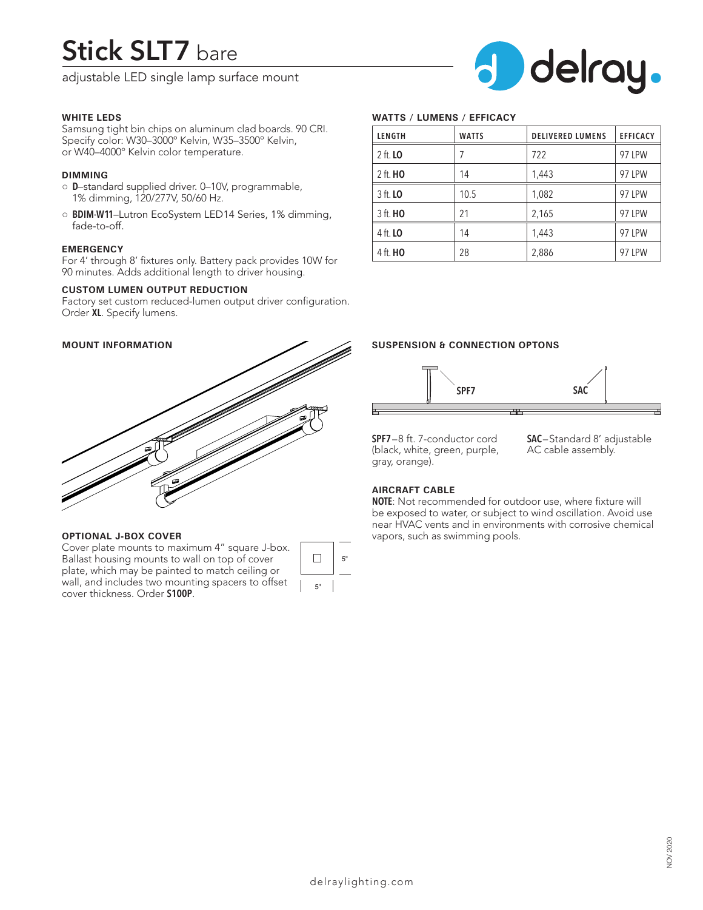# Stick SLT7 bare

adjustable LED single lamp surface mount

delray.

### WHITE LEDS

Samsung tight bin chips on aluminum clad boards. 90 CRI. Specify color: W30–3000° Kelvin, W35–3500° Kelvin, or W40–4000° Kelvin color temperature.

### DIMMING

- **D**–standard supplied driver. 0–10V, programmable, 1% dimming, 120/277V, 50/60 Hz.
- **BDIM-W11**–Lutron EcoSystem LED14 Series, 1% dimming, fade-to-off.

### EMERGENCY

For 4' through 8' fixtures only. Battery pack provides 10W for 90 minutes. Adds additional length to driver housing.

### CUSTOM LUMEN OUTPUT REDUCTION

Factory set custom reduced-lumen output driver configuration. Order **XL**. Specify lumens.

### WATTS / LUMENS / EFFICACY

| LENGTH | WATTS | DELIVERED LUMENS | EFFICACY |
|---|---|---|---|
| 2 ft. **LO** | 7 | 722 | 97 LPW |
| 2 ft. **HO** | 14 | 1,443 | 97 LPW |
| 3 ft. **LO** | 10.5 | 1,082 | 97 LPW |
| 3 ft. **HO** | 21 | 2,165 | 97 LPW |
| 4 ft. **LO** | 14 | 1,443 | 97 LPW |
| 4 ft. **HO** | 28 | 2,886 | 97 LPW |

### MOUNT INFORMATION

### OPTIONAL J-BOX COVER

Cover plate mounts to maximum 4" square J-box. Ballast housing mounts to wall on top of cover plate, which may be painted to match ceiling or wall, and includes two mounting spacers to offset cover thickness. Order **S100P**.

5"

5"

### SUSPENSION & CONNECTION OPTONS

SPF7

SAC

**SPF7**–8 ft. 7-conductor cord (black, white, green, purple, gray, orange).

**SAC**–Standard 8' adjustable AC cable assembly.

### AIRCRAFT CABLE

**NOTE**: Not recommended for outdoor use, where fixture will be exposed to water, or subject to wind oscillation. Avoid use near HVAC vents and in environments with corrosive chemical vapors, such as swimming pools.

delraylighting.com

NOV 2020